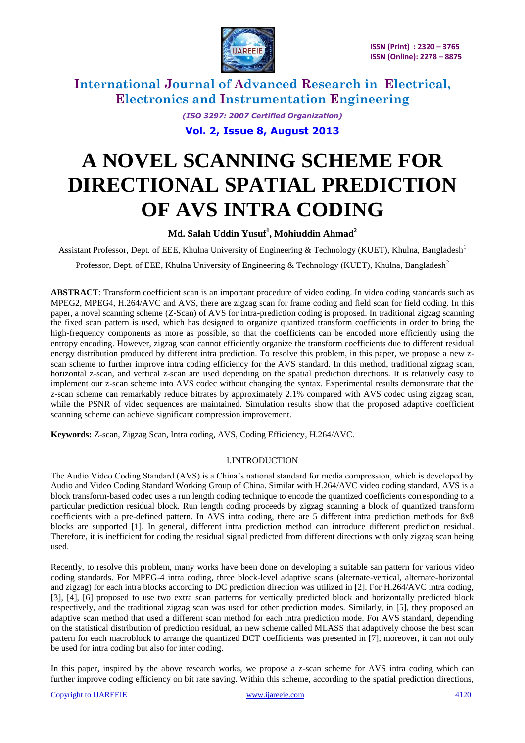# A NOVEL SCANNING SCHEME FOR DIRECTIONAL SPATIAL PREDICTION OF AVS INTRA CODING

**Md. Salah Uddin Yusuf[1], Mohiuddin Ahmad[2]**

Assistant Professor, Dept. of EEE, Khulna University of Engineering & Technology (KUET), Khulna, Bangladesh[1]

Professor, Dept. of EEE, Khulna University of Engineering & Technology (KUET), Khulna, Bangladesh[2]

**ABSTRACT**: Transform coefficient scan is an important procedure of video coding. In video coding standards such as MPEG2, MPEG4, H.264/AVC and AVS, there are zigzag scan for frame coding and field scan for field coding. In this paper, a novel scanning scheme (Z-Scan) of AVS for intra-prediction coding is proposed. In traditional zigzag scanning the fixed scan pattern is used, which has designed to organize quantized transform coefficients in order to bring the high-frequency components as more as possible, so that the coefficients can be encoded more efficiently using the entropy encoding. However, zigzag scan cannot efficiently organize the transform coefficients due to different residual energy distribution produced by different intra prediction. To resolve this problem, in this paper, we propose a new z-scan scheme to further improve intra coding efficiency for the AVS standard. In this method, traditional zigzag scan, horizontal z-scan, and vertical z-scan are used depending on the spatial prediction directions. It is relatively easy to implement our z-scan scheme into AVS codec without changing the syntax. Experimental results demonstrate that the z-scan scheme can remarkably reduce bitrates by approximately 2.1% compared with AVS codec using zigzag scan, while the PSNR of video sequences are maintained. Simulation results show that the proposed adaptive coefficient scanning scheme can achieve significant compression improvement.

**Keywords:** Z-scan, Zigzag Scan, Intra coding, AVS, Coding Efficiency, H.264/AVC.

## I.INTRODUCTION

The Audio Video Coding Standard (AVS) is a China's national standard for media compression, which is developed by Audio and Video Coding Standard Working Group of China. Similar with H.264/AVC video coding standard, AVS is a block transform-based codec uses a run length coding technique to encode the quantized coefficients corresponding to a particular prediction residual block. Run length coding proceeds by zigzag scanning a block of quantized transform coefficients with a pre-defined pattern. In AVS intra coding, there are 5 different intra prediction methods for 8x8 blocks are supported [1]. In general, different intra prediction method can introduce different prediction residual. Therefore, it is inefficient for coding the residual signal predicted from different directions with only zigzag scan being used.

Recently, to resolve this problem, many works have been done on developing a suitable san pattern for various video coding standards. For MPEG-4 intra coding, three block-level adaptive scans (alternate-vertical, alternate-horizontal and zigzag) for each intra blocks according to DC prediction direction was utilized in [2]. For H.264/AVC intra coding, [3], [4], [6] proposed to use two extra scan patterns for vertically predicted block and horizontally predicted block respectively, and the traditional zigzag scan was used for other prediction modes. Similarly, in [5], they proposed an adaptive scan method that used a different scan method for each intra prediction mode. For AVS standard, depending on the statistical distribution of prediction residual, an new scheme called MLASS that adaptively choose the best scan pattern for each macroblock to arrange the quantized DCT coefficients was presented in [7], moreover, it can not only be used for intra coding but also for inter coding.

In this paper, inspired by the above research works, we propose a z-scan scheme for AVS intra coding which can further improve coding efficiency on bit rate saving. Within this scheme, according to the spatial prediction directions,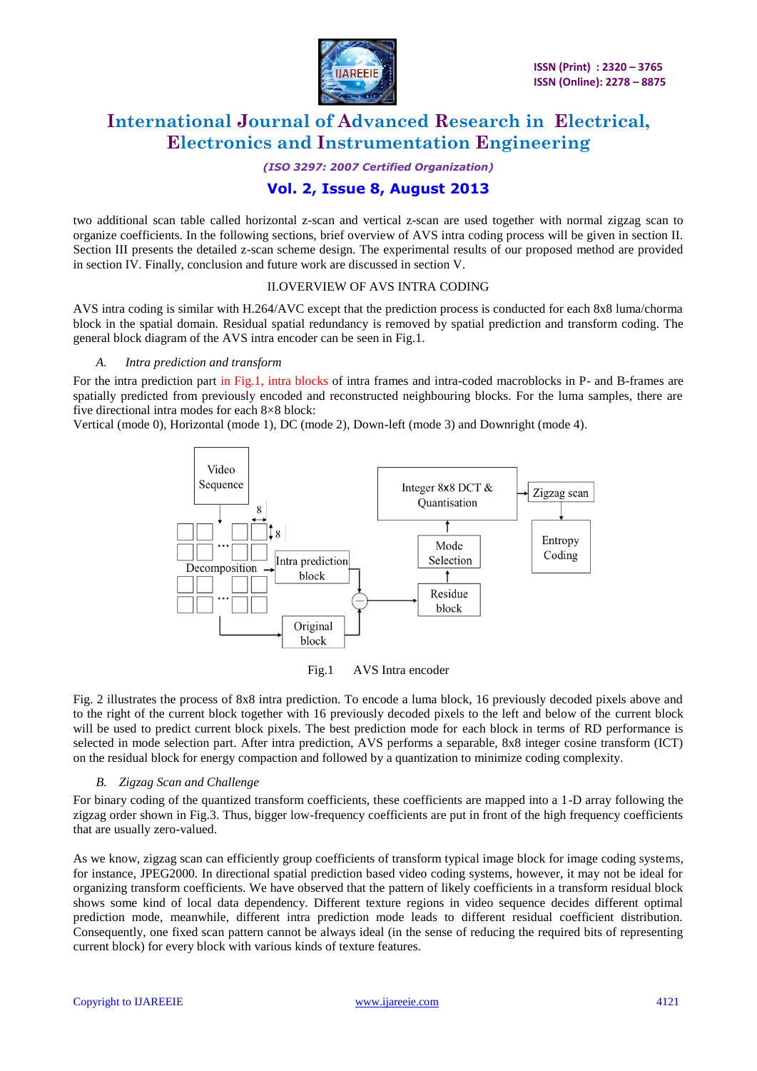two additional scan table called horizontal z-scan and vertical z-scan are used together with normal zigzag scan to organize coefficients. In the following sections, brief overview of AVS intra coding process will be given in section II. Section III presents the detailed z-scan scheme design. The experimental results of our proposed method are provided in section IV. Finally, conclusion and future work are discussed in section V.

## II.OVERVIEW OF AVS INTRA CODING

AVS intra coding is similar with H.264/AVC except that the prediction process is conducted for each 8x8 luma/chroma block in the spatial domain. Residual spatial redundancy is removed by spatial prediction and transform coding. The general block diagram of the AVS intra encoder can be seen in Fig.1.

### *A. Intra prediction and transform*

For the intra prediction part in Fig.1, intra blocks of intra frames and intra-coded macroblocks in P- and B-frames are spatially predicted from previously encoded and reconstructed neighbouring blocks. For the luma samples, there are five directional intra modes for each 8×8 block:

Vertical (mode 0), Horizontal (mode 1), DC (mode 2), Down-left (mode 3) and Downright (mode 4).

Video Sequence
8
8
Decomposition
Intra prediction block
Original block
Integer 8x8 DCT & Quantisation
Zigzag scan
Mode Selection
Residue block
Entropy Coding

Fig.1 AVS Intra encoder

Fig. 2 illustrates the process of 8x8 intra prediction. To encode a luma block, 16 previously decoded pixels above and to the right of the current block together with 16 previously decoded pixels to the left and below of the current block will be used to predict current block pixels. The best prediction mode for each block in terms of RD performance is selected in mode selection part. After intra prediction, AVS performs a separable, 8x8 integer cosine transform (ICT) on the residual block for energy compaction and followed by a quantization to minimize coding complexity.

### *B. Zigzag Scan and Challenge*

For binary coding of the quantized transform coefficients, these coefficients are mapped into a 1-D array following the zigzag order shown in Fig.3. Thus, bigger low-frequency coefficients are put in front of the high frequency coefficients that are usually zero-valued.

As we know, zigzag scan can efficiently group coefficients of transform typical image block for image coding systems, for instance, JPEG2000. In directional spatial prediction based video coding systems, however, it may not be ideal for organizing transform coefficients. We have observed that the pattern of likely coefficients in a transform residual block shows some kind of local data dependency. Different texture regions in video sequence decides different optimal prediction mode, meanwhile, different intra prediction mode leads to different residual coefficient distribution. Consequently, one fixed scan pattern cannot be always ideal (in the sense of reducing the required bits of representing current block) for every block with various kinds of texture features.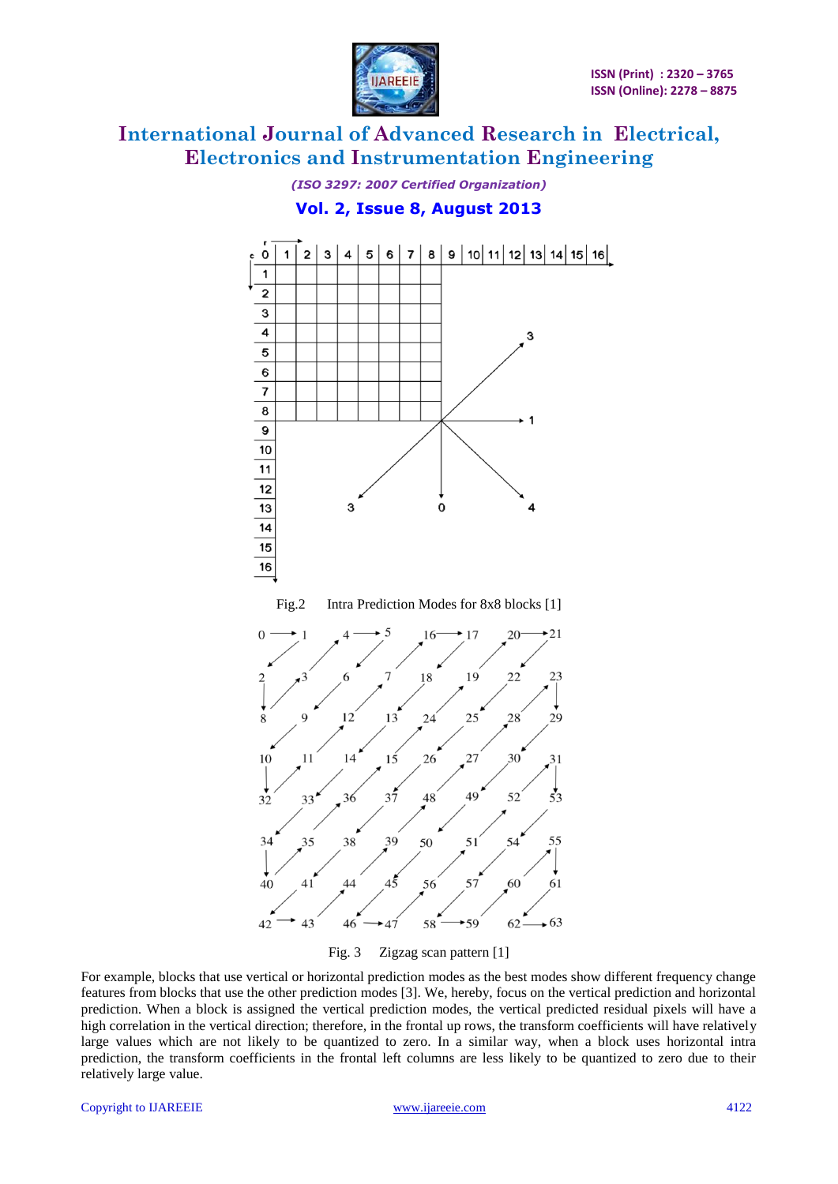Fig.2 Intra Prediction Modes for 8x8 blocks [1]

Fig. 3 Zigzag scan pattern [1]

For example, blocks that use vertical or horizontal prediction modes as the best modes show different frequency change features from blocks that use the other prediction modes [3]. We, hereby, focus on the vertical prediction and horizontal prediction. When a block is assigned the vertical prediction modes, the vertical predicted residual pixels will have a high correlation in the vertical direction; therefore, in the frontal up rows, the transform coefficients will have relatively large values which are not likely to be quantized to zero. In a similar way, when a block uses horizontal intra prediction, the transform coefficients in the frontal left columns are less likely to be quantized to zero due to their relatively large value.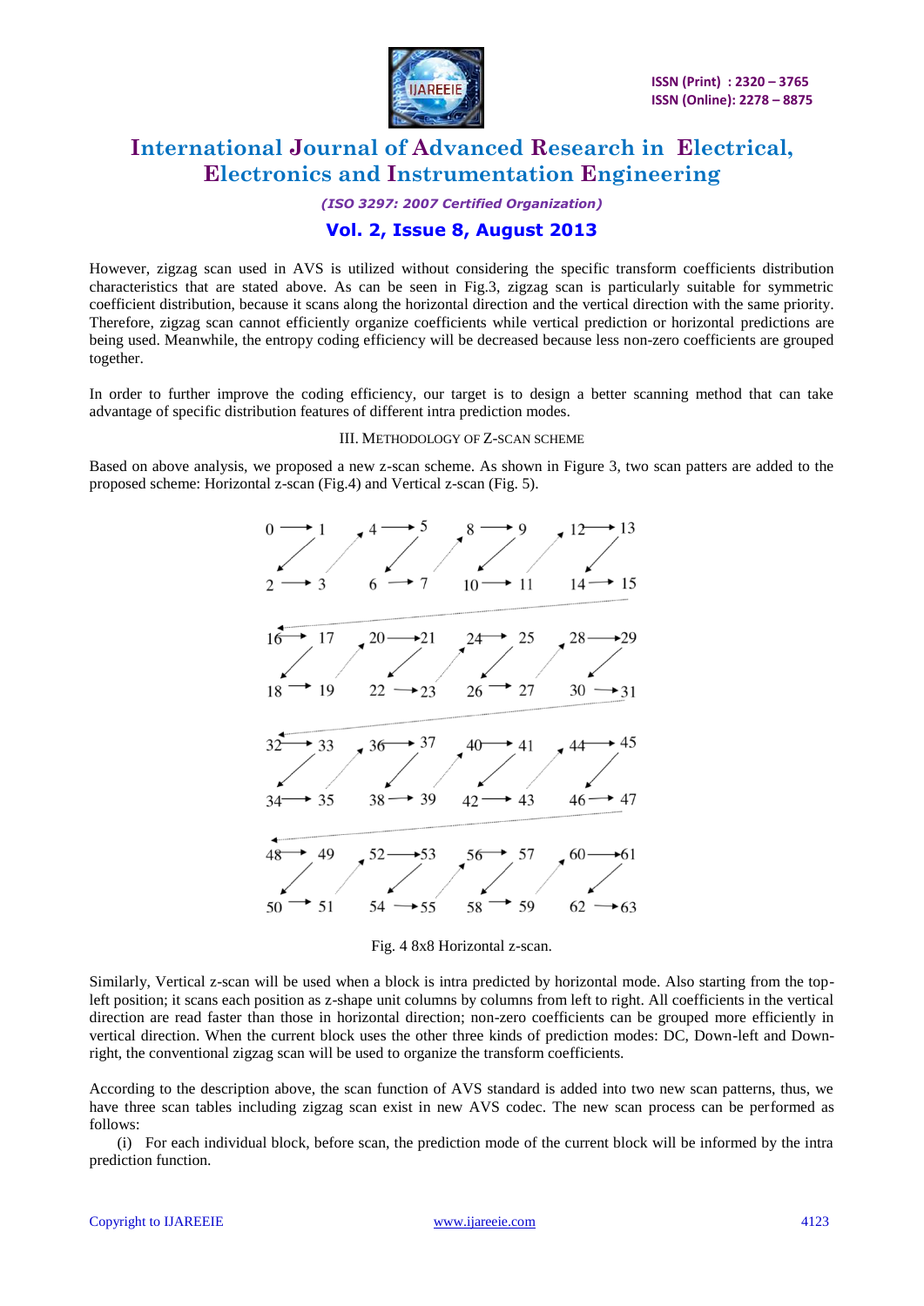However, zigzag scan used in AVS is utilized without considering the specific transform coefficients distribution characteristics that are stated above. As can be seen in Fig.3, zigzag scan is particularly suitable for symmetric coefficient distribution, because it scans along the horizontal direction and the vertical direction with the same priority. Therefore, zigzag scan cannot efficiently organize coefficients while vertical prediction or horizontal predictions are being used. Meanwhile, the entropy coding efficiency will be decreased because less non-zero coefficients are grouped together.

In order to further improve the coding efficiency, our target is to design a better scanning method that can take advantage of specific distribution features of different intra prediction modes.

## III. METHODOLOGY OF Z-SCAN SCHEME

Based on above analysis, we proposed a new z-scan scheme. As shown in Figure 3, two scan patters are added to the proposed scheme: Horizontal z-scan (Fig.4) and Vertical z-scan (Fig. 5).

0 1 4 5 8 9 12 13
2 3 6 7 10 11 14 15
16 17 20 21 24 25 28 29
18 19 22 23 26 27 30 31
32 33 36 37 40 41 44 45
34 35 38 39 42 43 46 47
48 49 52 53 56 57 60 61
50 51 54 55 58 59 62 63

Fig. 4 8x8 Horizontal z-scan.

Similarly, Vertical z-scan will be used when a block is intra predicted by horizontal mode. Also starting from the top-left position; it scans each position as z-shape unit columns by columns from left to right. All coefficients in the vertical direction are read faster than those in horizontal direction; non-zero coefficients can be grouped more efficiently in vertical direction. When the current block uses the other three kinds of prediction modes: DC, Down-left and Down-right, the conventional zigzag scan will be used to organize the transform coefficients.

According to the description above, the scan function of AVS standard is added into two new scan patterns, thus, we have three scan tables including zigzag scan exist in new AVS codec. The new scan process can be performed as follows:

(i) For each individual block, before scan, the prediction mode of the current block will be informed by the intra prediction function.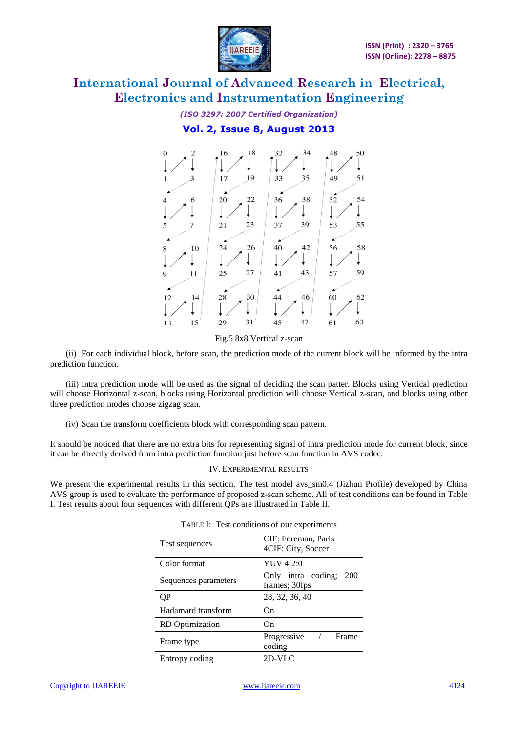0 2 16 18 32 34 48 50

1 3 17 19 33 35 49 51

4 6 20 22 36 38 52 54

5 7 21 23 37 39 53 55

8 10 24 26 40 42 56 58

9 11 25 27 41 43 57 59

12 14 28 30 44 46 60 62

13 15 29 31 45 47 61 63

Fig.5 8x8 Vertical z-scan

(ii) For each individual block, before scan, the prediction mode of the current block will be informed by the intra prediction function.

(iii) Intra prediction mode will be used as the signal of deciding the scan patter. Blocks using Vertical prediction will choose Horizontal z-scan, blocks using Horizontal prediction will choose Vertical z-scan, and blocks using other three prediction modes choose zigzag scan.

(iv) Scan the transform coefficients block with corresponding scan pattern.

It should be noticed that there are no extra bits for representing signal of intra prediction mode for current block, since it can be directly derived from intra prediction function just before scan function in AVS codec.

## IV. EXPERIMENTAL RESULTS

We present the experimental results in this section. The test model avs_sm0.4 (Jizhun Profile) developed by China AVS group is used to evaluate the performance of proposed z-scan scheme. All of test conditions can be found in Table I. Test results about four sequences with different QPs are illustrated in Table II.

TABLE I: Test conditions of our experiments

| | |
|---|---|
| Test sequences | CIF: Foreman, Paris<br>4CIF: City, Soccer |
| Color format | YUV 4:2:0 |
| Sequences parameters | Only intra coding; 200 frames; 30fps |
| QP | 28, 32, 36, 40 |
| Hadamard transform | On |
| RD Optimization | On |
| Frame type | Progressive / Frame coding |
| Entropy coding | 2D-VLC |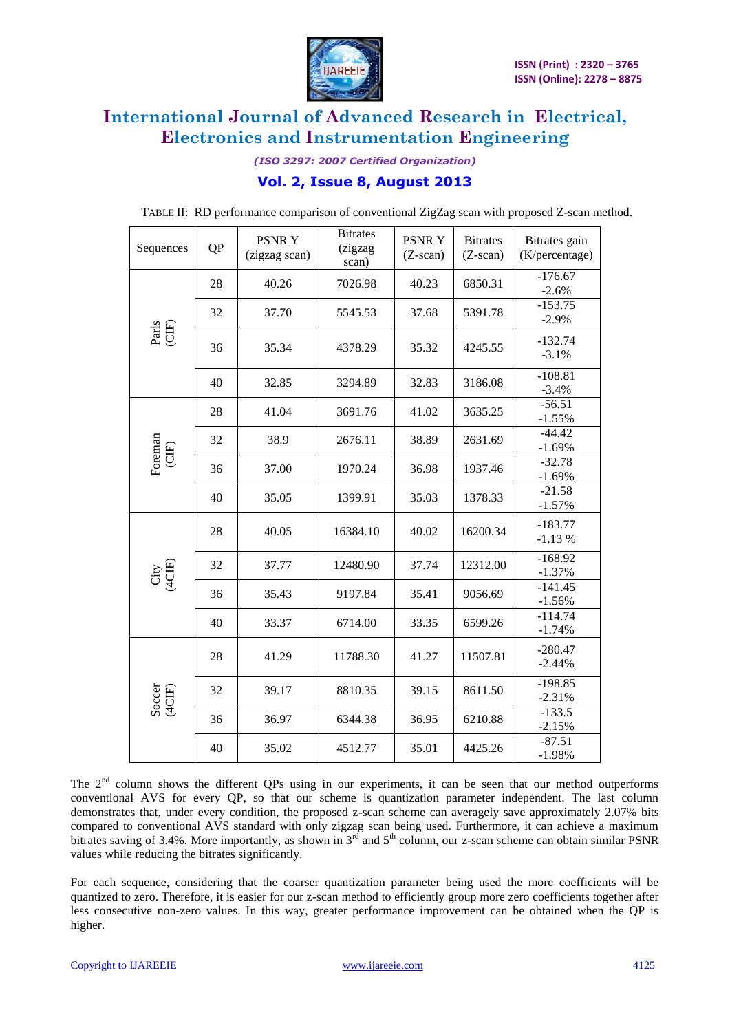TABLE II: RD performance comparison of conventional ZigZag scan with proposed Z-scan method.

| Sequences | QP | PSNR Y (zigzag scan) | Bitrates (zigzag scan) | PSNR Y (Z-scan) | Bitrates (Z-scan) | Bitrates gain (K/percentage) |
|---|---|---|---|---|---|---|
| Paris (CIF) | 28 | 40.26 | 7026.98 | 40.23 | 6850.31 | -176.67 -2.6% |
| | 32 | 37.70 | 5545.53 | 37.68 | 5391.78 | -153.75 -2.9% |
| | 36 | 35.34 | 4378.29 | 35.32 | 4245.55 | -132.74 -3.1% |
| | 40 | 32.85 | 3294.89 | 32.83 | 3186.08 | -108.81 -3.4% |
| Foreman (CIF) | 28 | 41.04 | 3691.76 | 41.02 | 3635.25 | -56.51 -1.55% |
| | 32 | 38.9 | 2676.11 | 38.89 | 2631.69 | -44.42 -1.69% |
| | 36 | 37.00 | 1970.24 | 36.98 | 1937.46 | -32.78 -1.69% |
| | 40 | 35.05 | 1399.91 | 35.03 | 1378.33 | -21.58 -1.57% |
| City (4CIF) | 28 | 40.05 | 16384.10 | 40.02 | 16200.34 | -183.77 -1.13 % |
| | 32 | 37.77 | 12480.90 | 37.74 | 12312.00 | -168.92 -1.37% |
| | 36 | 35.43 | 9197.84 | 35.41 | 9056.69 | -141.45 -1.56% |
| | 40 | 33.37 | 6714.00 | 33.35 | 6599.26 | -114.74 -1.74% |
| Soccer (4CIF) | 28 | 41.29 | 11788.30 | 41.27 | 11507.81 | -280.47 -2.44% |
| | 32 | 39.17 | 8810.35 | 39.15 | 8611.50 | -198.85 -2.31% |
| | 36 | 36.97 | 6344.38 | 36.95 | 6210.88 | -133.5 -2.15% |
| | 40 | 35.02 | 4512.77 | 35.01 | 4425.26 | -87.51 -1.98% |

The 2nd column shows the different QPs using in our experiments, it can be seen that our method outperforms conventional AVS for every QP, so that our scheme is quantization parameter independent. The last column demonstrates that, under every condition, the proposed z-scan scheme can averagely save approximately 2.07% bits compared to conventional AVS standard with only zigzag scan being used. Furthermore, it can achieve a maximum bitrates saving of 3.4%. More importantly, as shown in 3rd and 5th column, our z-scan scheme can obtain similar PSNR values while reducing the bitrates significantly.

For each sequence, considering that the coarser quantization parameter being used the more coefficients will be quantized to zero. Therefore, it is easier for our z-scan method to efficiently group more zero coefficients together after less consecutive non-zero values. In this way, greater performance improvement can be obtained when the QP is higher.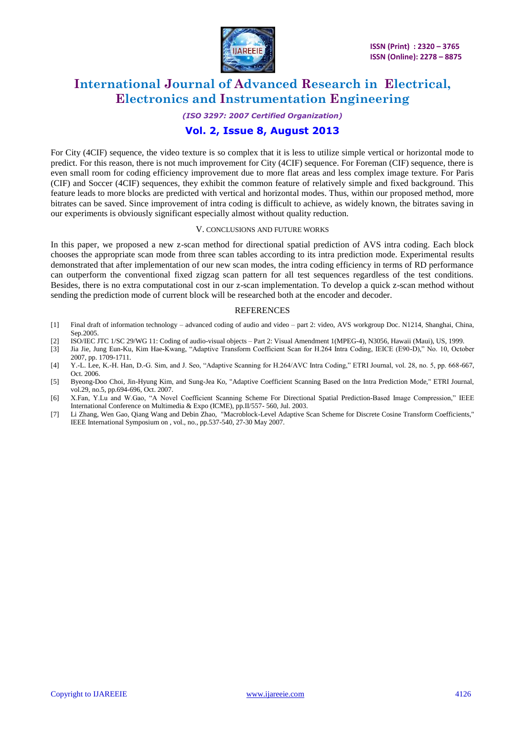For City (4CIF) sequence, the video texture is so complex that it is less to utilize simple vertical or horizontal mode to predict. For this reason, there is not much improvement for City (4CIF) sequence. For Foreman (CIF) sequence, there is even small room for coding efficiency improvement due to more flat areas and less complex image texture. For Paris (CIF) and Soccer (4CIF) sequences, they exhibit the common feature of relatively simple and fixed background. This feature leads to more blocks are predicted with vertical and horizontal modes. Thus, within our proposed method, more bitrates can be saved. Since improvement of intra coding is difficult to achieve, as widely known, the bitrates saving in our experiments is obviously significant especially almost without quality reduction.

## V. CONCLUSIONS AND FUTURE WORKS

In this paper, we proposed a new z-scan method for directional spatial prediction of AVS intra coding. Each block chooses the appropriate scan mode from three scan tables according to its intra prediction mode. Experimental results demonstrated that after implementation of our new scan modes, the intra coding efficiency in terms of RD performance can outperform the conventional fixed zigzag scan pattern for all test sequences regardless of the test conditions. Besides, there is no extra computational cost in our z-scan implementation. To develop a quick z-scan method without sending the prediction mode of current block will be researched both at the encoder and decoder.

## REFERENCES

[1] Final draft of information technology – advanced coding of audio and video – part 2: video, AVS workgroup Doc. N1214, Shanghai, China, Sep.2005.

[2] ISO/IEC JTC 1/SC 29/WG 11: Coding of audio-visual objects – Part 2: Visual Amendment 1(MPEG-4), N3056, Hawaii (Maui), US, 1999.

[3] Jia Jie, Jung Eun-Ku, Kim Hae-Kwang, "Adaptive Transform Coefficient Scan for H.264 Intra Coding, IEICE (E90-D)," No. 10, October 2007, pp. 1709-1711.

[4] Y.-L. Lee, K.-H. Han, D.-G. Sim, and J. Seo, "Adaptive Scanning for H.264/AVC Intra Coding," ETRI Journal, vol. 28, no. 5, pp. 668-667, Oct. 2006.

[5] Byeong-Doo Choi, Jin-Hyung Kim, and Sung-Jea Ko, "Adaptive Coefficient Scanning Based on the Intra Prediction Mode," ETRI Journal, vol.29, no.5, pp.694-696, Oct. 2007.

[6] X.Fan, Y.Lu and W.Gao, "A Novel Coefficient Scanning Scheme For Directional Spatial Prediction-Based Image Compression," IEEE International Conference on Multimedia & Expo (ICME), pp.II/557- 560, Jul. 2003.

[7] Li Zhang, Wen Gao, Qiang Wang and Debin Zhao, "Macroblock-Level Adaptive Scan Scheme for Discrete Cosine Transform Coefficients," IEEE International Symposium on , vol., no., pp.537-540, 27-30 May 2007.